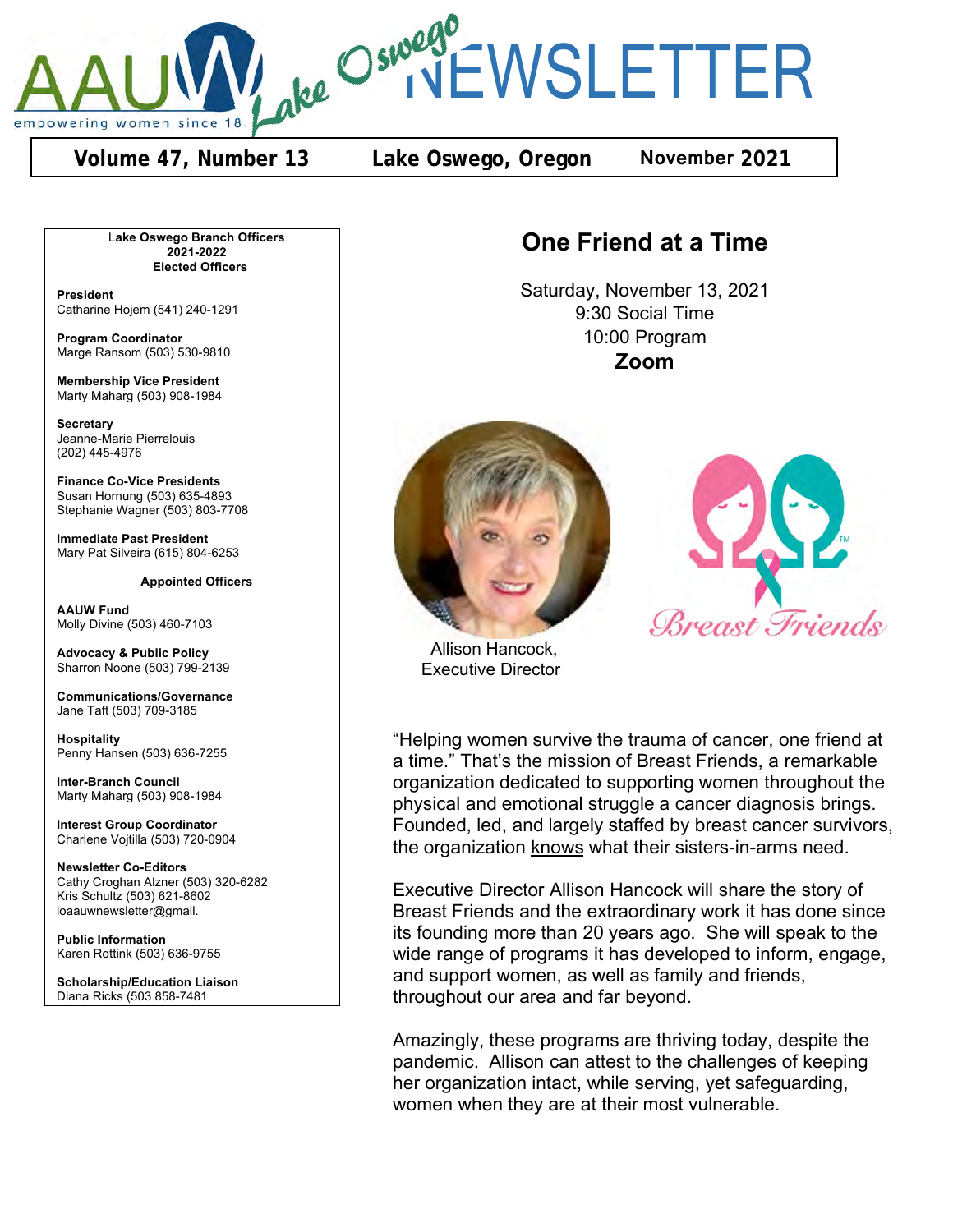# AAUW Lake Oswego NEWSLETTER

empowering women since 1881

**Volume 47, Number 13** | **Lake Oswego, Oregon** | **November 2021**

**Lake Oswego Branch Officers 2021-2022**

**Elected Officers**

**President**
Catharine Hojem (541) 240-1291

**Program Coordinator**
Marge Ransom (503) 530-9810

**Membership Vice President**
Marty Maharg (503) 908-1984

**Secretary**
Jeanne-Marie Pierrelouis
(202) 445-4976

**Finance Co-Vice Presidents**
Susan Hornung (503) 635-4893
Stephanie Wagner (503) 803-7708

**Immediate Past President**
Mary Pat Silveira (615) 804-6253

**Appointed Officers**

**AAUW Fund**
Molly Divine (503) 460-7103

**Advocacy & Public Policy**
Sharron Noone (503) 799-2139

**Communications/Governance**
Jane Taft (503) 709-3185

**Hospitality**
Penny Hansen (503) 636-7255

**Inter-Branch Council**
Marty Maharg (503) 908-1984

**Interest Group Coordinator**
Charlene Vojtilla (503) 720-0904

**Newsletter Co-Editors**
Cathy Croghan Alzner (503) 320-6282
Kris Schultz (503) 621-8602
loaauwnewsletter@gmail.

**Public Information**
Karen Rottink (503) 636-9755

**Scholarship/Education Liaison**
Diana Ricks (503 858-7481

## One Friend at a Time

Saturday, November 13, 2021
9:30 Social Time
10:00 Program
**Zoom**

Allison Hancock, Executive Director

Breast Friends

"Helping women survive the trauma of cancer, one friend at a time." That's the mission of Breast Friends, a remarkable organization dedicated to supporting women throughout the physical and emotional struggle a cancer diagnosis brings. Founded, led, and largely staffed by breast cancer survivors, the organization knows what their sisters-in-arms need.

Executive Director Allison Hancock will share the story of Breast Friends and the extraordinary work it has done since its founding more than 20 years ago. She will speak to the wide range of programs it has developed to inform, engage, and support women, as well as family and friends, throughout our area and far beyond.

Amazingly, these programs are thriving today, despite the pandemic. Allison can attest to the challenges of keeping her organization intact, while serving, yet safeguarding, women when they are at their most vulnerable.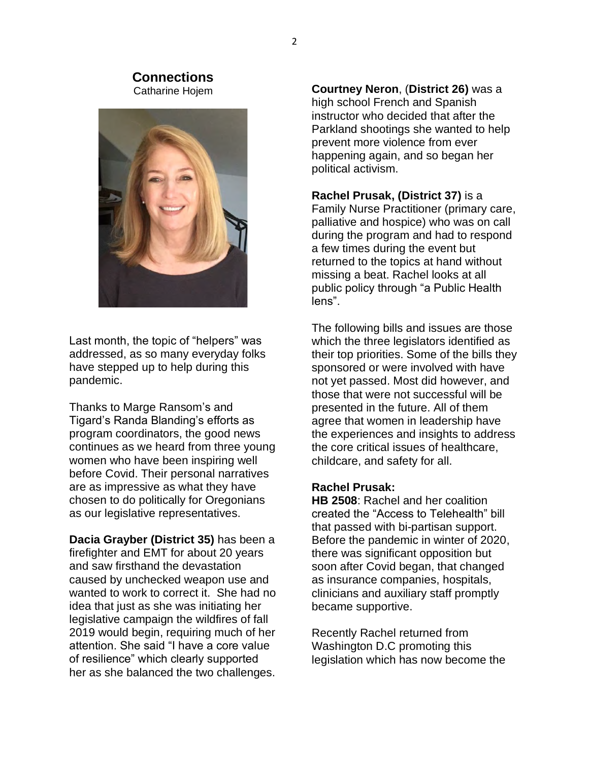## Connections

Catharine Hojem

Last month, the topic of "helpers" was addressed, as so many everyday folks have stepped up to help during this pandemic.

Thanks to Marge Ransom's and Tigard's Randa Blanding's efforts as program coordinators, the good news continues as we heard from three young women who have been inspiring well before Covid. Their personal narratives are as impressive as what they have chosen to do politically for Oregonians as our legislative representatives.

**Dacia Grayber (District 35)** has been a firefighter and EMT for about 20 years and saw firsthand the devastation caused by unchecked weapon use and wanted to work to correct it. She had no idea that just as she was initiating her legislative campaign the wildfires of fall 2019 would begin, requiring much of her attention. She said "I have a core value of resilience" which clearly supported her as she balanced the two challenges.

**Courtney Neron**, (**District 26)** was a high school French and Spanish instructor who decided that after the Parkland shootings she wanted to help prevent more violence from ever happening again, and so began her political activism.

**Rachel Prusak, (District 37)** is a Family Nurse Practitioner (primary care, palliative and hospice) who was on call during the program and had to respond a few times during the event but returned to the topics at hand without missing a beat. Rachel looks at all public policy through "a Public Health lens".

The following bills and issues are those which the three legislators identified as their top priorities. Some of the bills they sponsored or were involved with have not yet passed. Most did however, and those that were not successful will be presented in the future. All of them agree that women in leadership have the experiences and insights to address the core critical issues of healthcare, childcare, and safety for all.

**Rachel Prusak:**

**HB 2508**: Rachel and her coalition created the "Access to Telehealth" bill that passed with bi-partisan support. Before the pandemic in winter of 2020, there was significant opposition but soon after Covid began, that changed as insurance companies, hospitals, clinicians and auxiliary staff promptly became supportive.

Recently Rachel returned from Washington D.C promoting this legislation which has now become the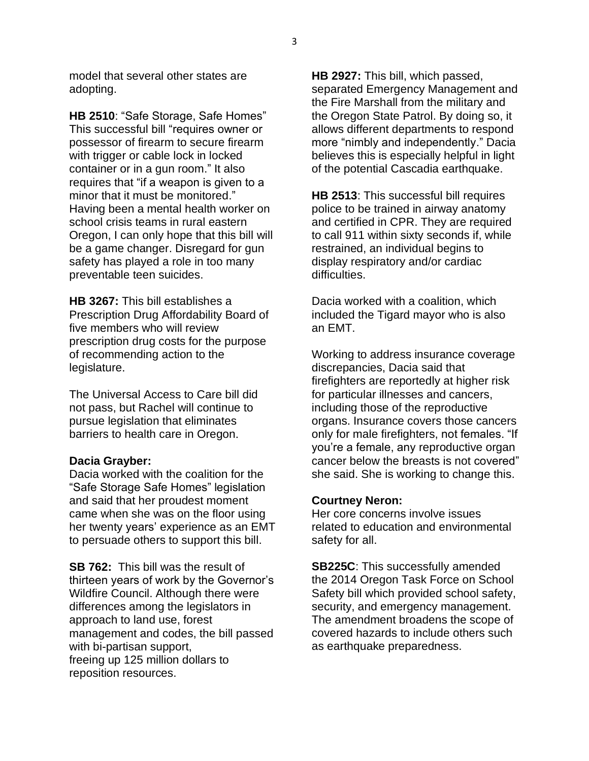model that several other states are adopting.

**HB 2510**: "Safe Storage, Safe Homes" This successful bill "requires owner or possessor of firearm to secure firearm with trigger or cable lock in locked container or in a gun room." It also requires that "if a weapon is given to a minor that it must be monitored." Having been a mental health worker on school crisis teams in rural eastern Oregon, I can only hope that this bill will be a game changer. Disregard for gun safety has played a role in too many preventable teen suicides.

**HB 3267:** This bill establishes a Prescription Drug Affordability Board of five members who will review prescription drug costs for the purpose of recommending action to the legislature.

The Universal Access to Care bill did not pass, but Rachel will continue to pursue legislation that eliminates barriers to health care in Oregon.

**Dacia Grayber:**
Dacia worked with the coalition for the "Safe Storage Safe Homes" legislation and said that her proudest moment came when she was on the floor using her twenty years' experience as an EMT to persuade others to support this bill.

**SB 762:** This bill was the result of thirteen years of work by the Governor's Wildfire Council. Although there were differences among the legislators in approach to land use, forest management and codes, the bill passed with bi-partisan support, freeing up 125 million dollars to reposition resources.

**HB 2927:** This bill, which passed, separated Emergency Management and the Fire Marshall from the military and the Oregon State Patrol. By doing so, it allows different departments to respond more "nimbly and independently." Dacia believes this is especially helpful in light of the potential Cascadia earthquake.

**HB 2513**: This successful bill requires police to be trained in airway anatomy and certified in CPR. They are required to call 911 within sixty seconds if, while restrained, an individual begins to display respiratory and/or cardiac difficulties.

Dacia worked with a coalition, which included the Tigard mayor who is also an EMT.

Working to address insurance coverage discrepancies, Dacia said that firefighters are reportedly at higher risk for particular illnesses and cancers, including those of the reproductive organs. Insurance covers those cancers only for male firefighters, not females. "If you're a female, any reproductive organ cancer below the breasts is not covered" she said. She is working to change this.

**Courtney Neron:**
Her core concerns involve issues related to education and environmental safety for all.

**SB225C**: This successfully amended the 2014 Oregon Task Force on School Safety bill which provided school safety, security, and emergency management. The amendment broadens the scope of covered hazards to include others such as earthquake preparedness.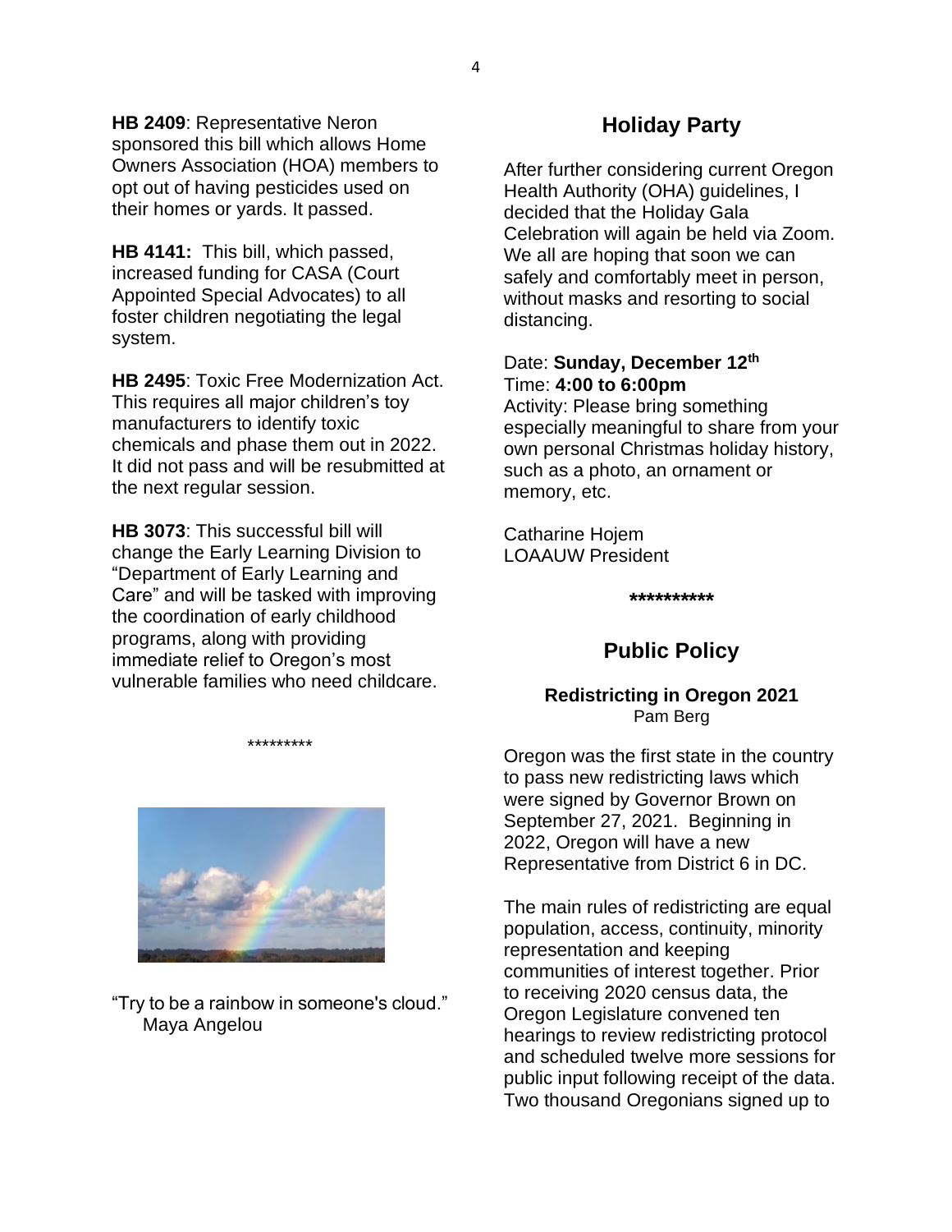**HB 2409**: Representative Neron sponsored this bill which allows Home Owners Association (HOA) members to opt out of having pesticides used on their homes or yards. It passed.

**HB 4141:** This bill, which passed, increased funding for CASA (Court Appointed Special Advocates) to all foster children negotiating the legal system.

**HB 2495**: Toxic Free Modernization Act. This requires all major children's toy manufacturers to identify toxic chemicals and phase them out in 2022. It did not pass and will be resubmitted at the next regular session.

**HB 3073**: This successful bill will change the Early Learning Division to "Department of Early Learning and Care" and will be tasked with improving the coordination of early childhood programs, along with providing immediate relief to Oregon's most vulnerable families who need childcare.

*********

"Try to be a rainbow in someone's cloud."
Maya Angelou

## Holiday Party

After further considering current Oregon Health Authority (OHA) guidelines, I decided that the Holiday Gala Celebration will again be held via Zoom. We all are hoping that soon we can safely and comfortably meet in person, without masks and resorting to social distancing.

Date: **Sunday, December 12th**
Time: **4:00 to 6:00pm**
Activity: Please bring something especially meaningful to share from your own personal Christmas holiday history, such as a photo, an ornament or memory, etc.

Catharine Hojem
LOAAUW President

**\*\*\*\*\*\*\*\*\*\***

## Public Policy

### Redistricting in Oregon 2021

Pam Berg

Oregon was the first state in the country to pass new redistricting laws which were signed by Governor Brown on September 27, 2021. Beginning in 2022, Oregon will have a new Representative from District 6 in DC.

The main rules of redistricting are equal population, access, continuity, minority representation and keeping communities of interest together. Prior to receiving 2020 census data, the Oregon Legislature convened ten hearings to review redistricting protocol and scheduled twelve more sessions for public input following receipt of the data. Two thousand Oregonians signed up to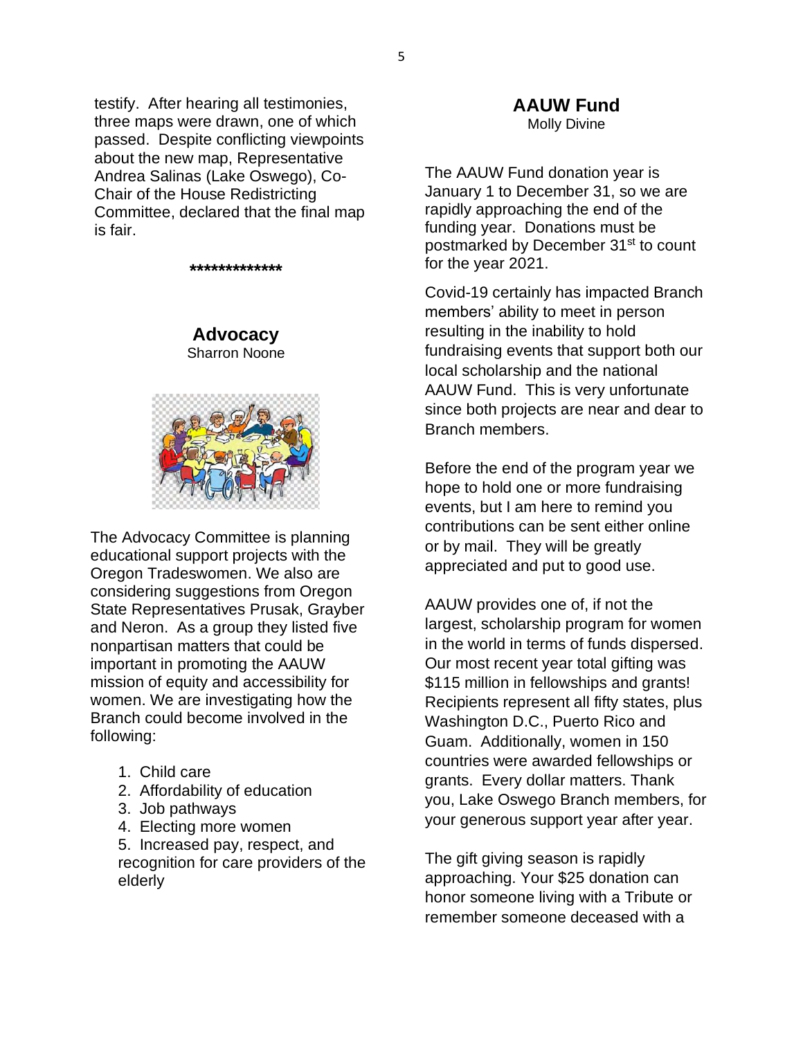testify. After hearing all testimonies, three maps were drawn, one of which passed. Despite conflicting viewpoints about the new map, Representative Andrea Salinas (Lake Oswego), Co-Chair of the House Redistricting Committee, declared that the final map is fair.

*************

## Advocacy

Sharron Noone

The Advocacy Committee is planning educational support projects with the Oregon Tradeswomen. We also are considering suggestions from Oregon State Representatives Prusak, Grayber and Neron. As a group they listed five nonpartisan matters that could be important in promoting the AAUW mission of equity and accessibility for women. We are investigating how the Branch could become involved in the following:

1. Child care
2. Affordability of education
3. Job pathways
4. Electing more women
5. Increased pay, respect, and recognition for care providers of the elderly

## AAUW Fund

Molly Divine

The AAUW Fund donation year is January 1 to December 31, so we are rapidly approaching the end of the funding year. Donations must be postmarked by December 31st to count for the year 2021.

Covid-19 certainly has impacted Branch members' ability to meet in person resulting in the inability to hold fundraising events that support both our local scholarship and the national AAUW Fund. This is very unfortunate since both projects are near and dear to Branch members.

Before the end of the program year we hope to hold one or more fundraising events, but I am here to remind you contributions can be sent either online or by mail. They will be greatly appreciated and put to good use.

AAUW provides one of, if not the largest, scholarship program for women in the world in terms of funds dispersed. Our most recent year total gifting was $115 million in fellowships and grants! Recipients represent all fifty states, plus Washington D.C., Puerto Rico and Guam. Additionally, women in 150 countries were awarded fellowships or grants. Every dollar matters. Thank you, Lake Oswego Branch members, for your generous support year after year.

The gift giving season is rapidly approaching. Your $25 donation can honor someone living with a Tribute or remember someone deceased with a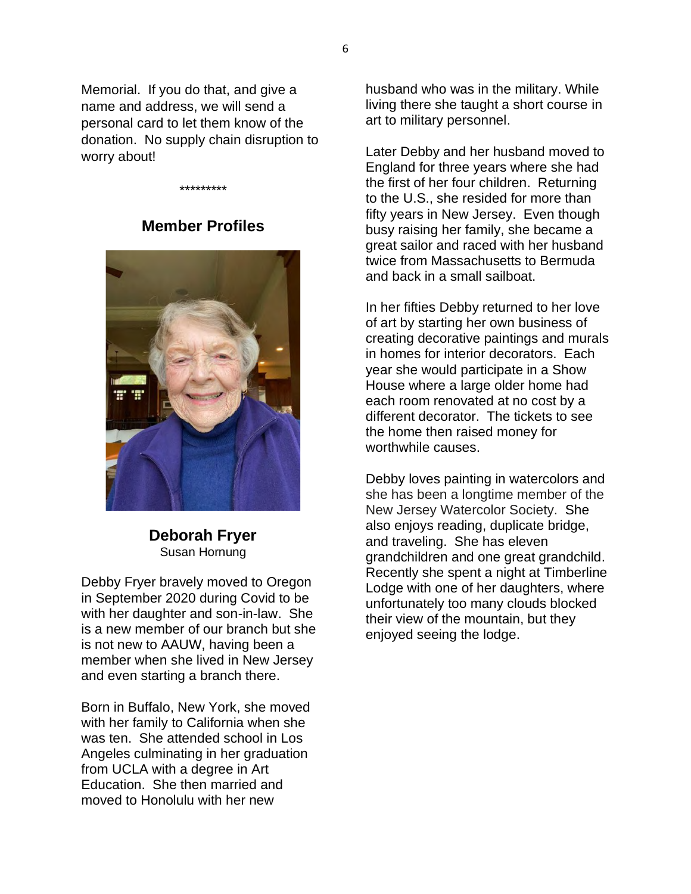Memorial. If you do that, and give a name and address, we will send a personal card to let them know of the donation. No supply chain disruption to worry about!

*********

## Member Profiles

**Deborah Fryer**
Susan Hornung

Debby Fryer bravely moved to Oregon in September 2020 during Covid to be with her daughter and son-in-law. She is a new member of our branch but she is not new to AAUW, having been a member when she lived in New Jersey and even starting a branch there.

Born in Buffalo, New York, she moved with her family to California when she was ten. She attended school in Los Angeles culminating in her graduation from UCLA with a degree in Art Education. She then married and moved to Honolulu with her new husband who was in the military. While living there she taught a short course in art to military personnel.

Later Debby and her husband moved to England for three years where she had the first of her four children. Returning to the U.S., she resided for more than fifty years in New Jersey. Even though busy raising her family, she became a great sailor and raced with her husband twice from Massachusetts to Bermuda and back in a small sailboat.

In her fifties Debby returned to her love of art by starting her own business of creating decorative paintings and murals in homes for interior decorators. Each year she would participate in a Show House where a large older home had each room renovated at no cost by a different decorator. The tickets to see the home then raised money for worthwhile causes.

Debby loves painting in watercolors and she has been a longtime member of the New Jersey Watercolor Society. She also enjoys reading, duplicate bridge, and traveling. She has eleven grandchildren and one great grandchild. Recently she spent a night at Timberline Lodge with one of her daughters, where unfortunately too many clouds blocked their view of the mountain, but they enjoyed seeing the lodge.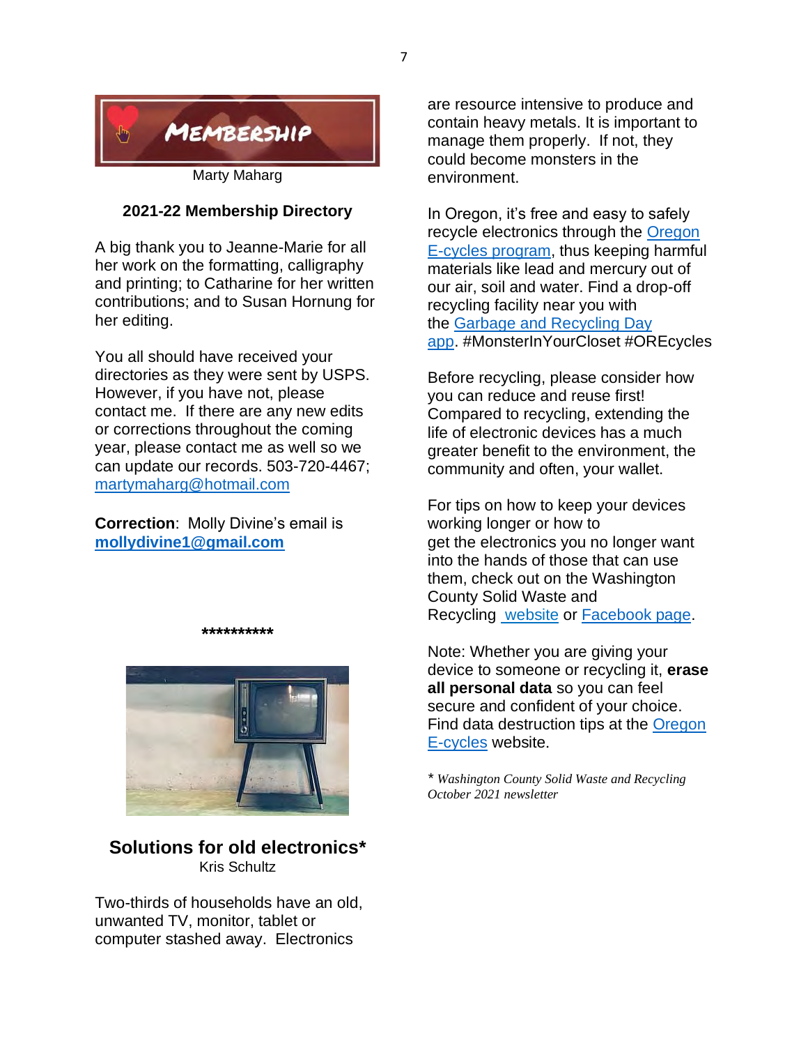## Membership

Marty Maharg

### 2021-22 Membership Directory

A big thank you to Jeanne-Marie for all her work on the formatting, calligraphy and printing; to Catharine for her written contributions; and to Susan Hornung for her editing.

You all should have received your directories as they were sent by USPS. However, if you have not, please contact me. If there are any new edits or corrections throughout the coming year, please contact me as well so we can update our records. 503-720-4467; martymaharg@hotmail.com

**Correction**: Molly Divine's email is **mollydivine1@gmail.com**

**********

## Solutions for old electronics*

Kris Schultz

Two-thirds of households have an old, unwanted TV, monitor, tablet or computer stashed away. Electronics are resource intensive to produce and contain heavy metals. It is important to manage them properly. If not, they could become monsters in the environment.

In Oregon, it's free and easy to safely recycle electronics through the Oregon E-cycles program, thus keeping harmful materials like lead and mercury out of our air, soil and water. Find a drop-off recycling facility near you with the Garbage and Recycling Day app. #MonsterInYourCloset #OREcycles

Before recycling, please consider how you can reduce and reuse first! Compared to recycling, extending the life of electronic devices has a much greater benefit to the environment, the community and often, your wallet.

For tips on how to keep your devices working longer or how to get the electronics you no longer want into the hands of those that can use them, check out on the Washington County Solid Waste and Recycling website or Facebook page.

Note: Whether you are giving your device to someone or recycling it, **erase all personal data** so you can feel secure and confident of your choice. Find data destruction tips at the Oregon E-cycles website.

* *Washington County Solid Waste and Recycling October 2021 newsletter*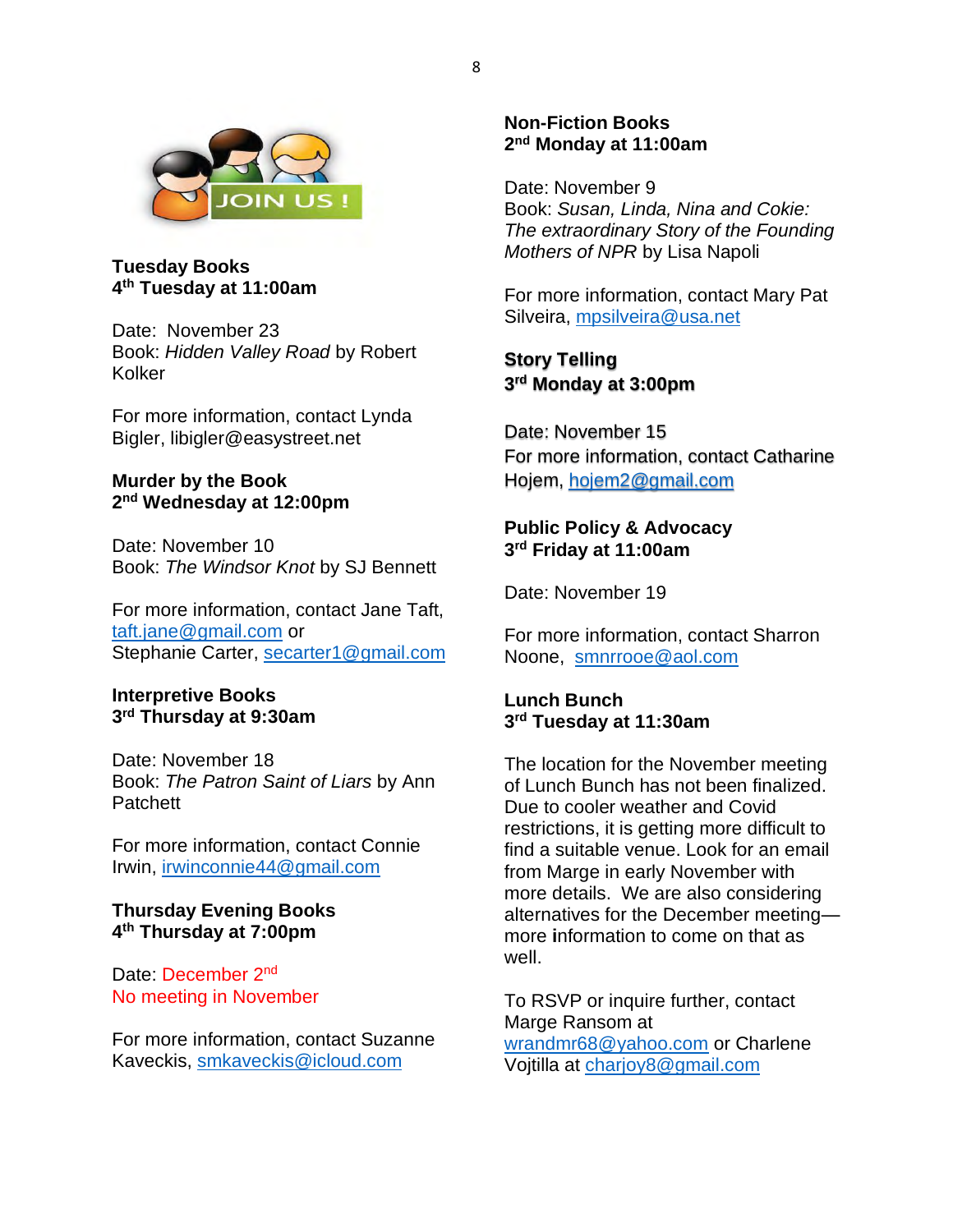**Tuesday Books**
**4th Tuesday at 11:00am**

Date: November 23
Book: *Hidden Valley Road* by Robert Kolker

For more information, contact Lynda Bigler, libigler@easystreet.net

**Murder by the Book**
**2nd Wednesday at 12:00pm**

Date: November 10
Book: *The Windsor Knot* by SJ Bennett

For more information, contact Jane Taft, taft.jane@gmail.com or
Stephanie Carter, secarter1@gmail.com

**Interpretive Books**
**3rd Thursday at 9:30am**

Date: November 18
Book: *The Patron Saint of Liars* by Ann Patchett

For more information, contact Connie Irwin, irwinconnie44@gmail.com

**Thursday Evening Books**
**4th Thursday at 7:00pm**

Date: December 2nd
No meeting in November

For more information, contact Suzanne Kaveckis, smkaveckis@icloud.com

**Non-Fiction Books**
**2nd Monday at 11:00am**

Date: November 9
Book: *Susan, Linda, Nina and Cokie: The extraordinary Story of the Founding Mothers of NPR* by Lisa Napoli

For more information, contact Mary Pat Silveira, mpsilveira@usa.net

**Story Telling**
**3rd Monday at 3:00pm**

Date: November 15
For more information, contact Catharine Hojem, hojem2@gmail.com

**Public Policy & Advocacy**
**3rd Friday at 11:00am**

Date: November 19

For more information, contact Sharron Noone, smnrrooe@aol.com

**Lunch Bunch**
**3rd Tuesday at 11:30am**

The location for the November meeting of Lunch Bunch has not been finalized. Due to cooler weather and Covid restrictions, it is getting more difficult to find a suitable venue. Look for an email from Marge in early November with more details. We are also considering alternatives for the December meeting—more information to come on that as well.

To RSVP or inquire further, contact Marge Ransom at wrandmr68@yahoo.com or Charlene Vojtilla at charjoy8@gmail.com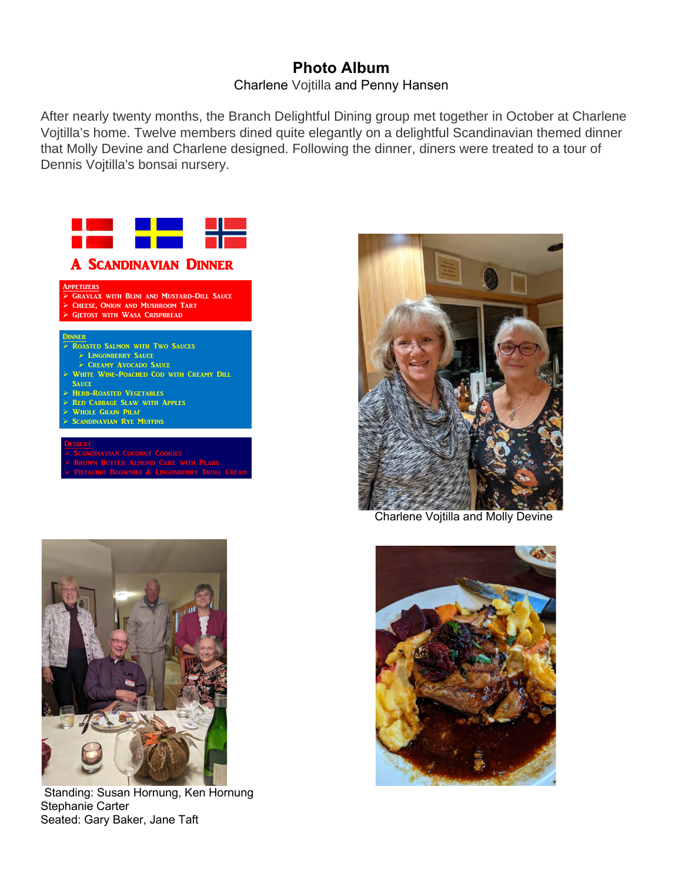# Photo Album

Charlene Vojtilla and Penny Hansen

After nearly twenty months, the Branch Delightful Dining group met together in October at Charlene Vojtilla's home. Twelve members dined quite elegantly on a delightful Scandinavian themed dinner that Molly Devine and Charlene designed. Following the dinner, diners were treated to a tour of Dennis Vojtilla's bonsai nursery.

## A Scandinavian Dinner

**Appetizers**

- Gravlax with Blini and Mustard-Dill Sauce
- Cheese, Onion and Mushroom Tart
- Gjetost with Wasa Crispbread

**Dinner**

- Roasted Salmon with Two Sauces
  - Lingonberry Sauce
  - Creamy Avocado Sauce
- White Wine-Poached Cod with Creamy Dill Sauce
- Herb-Roasted Vegetables
- Red Cabbage Slaw with Apples
- Whole Grain Pilaf
- Scandinavian Rye Muffins

**Dessert**

- Scandinavian Coconut Cookies
- Brown Butter Almond Cake with Pears
- Pistachio Brownies & Lingonberry Troll Cream

Charlene Vojtilla and Molly Devine

Standing: Susan Hornung, Ken Hornung
Stephanie Carter
Seated: Gary Baker, Jane Taft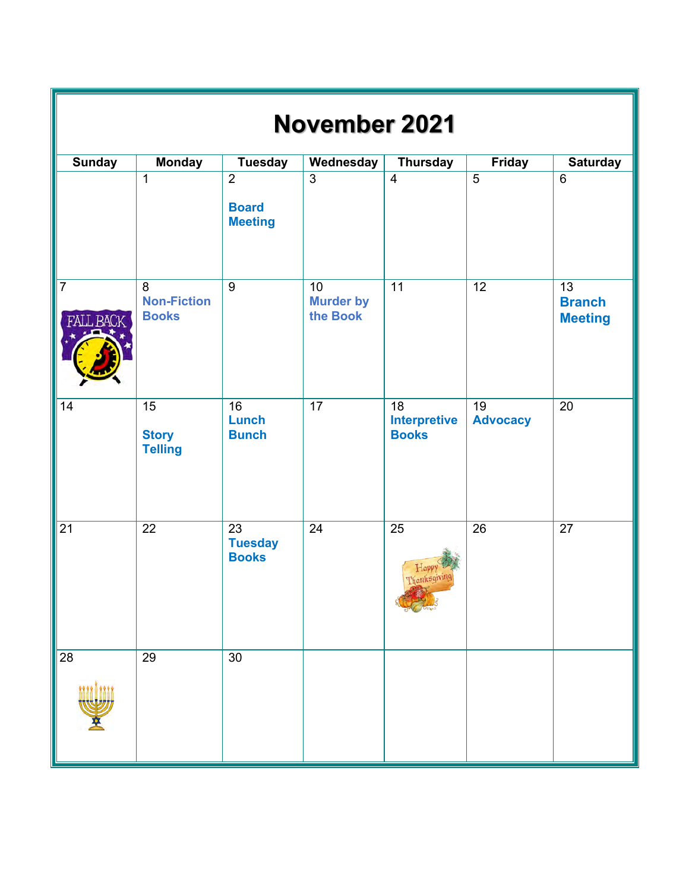# November 2021

| Sunday | Monday | Tuesday | Wednesday | Thursday | Friday | Saturday |
|---|---|---|---|---|---|---|
| | 1 | 2 **Board Meeting** | 3 | 4 | 5 | 6 |
| 7 FALL BACK | 8 **Non-Fiction Books** | 9 | 10 **Murder by the Book** | 11 | 12 | 13 **Branch Meeting** |
| 14 | 15 **Story Telling** | 16 **Lunch Bunch** | 17 | 18 **Interpretive Books** | 19 **Advocacy** | 20 |
| 21 | 22 | 23 **Tuesday Books** | 24 | 25 Happy Thanksgiving | 26 | 27 |
| 28 | 29 | 30 | | | | |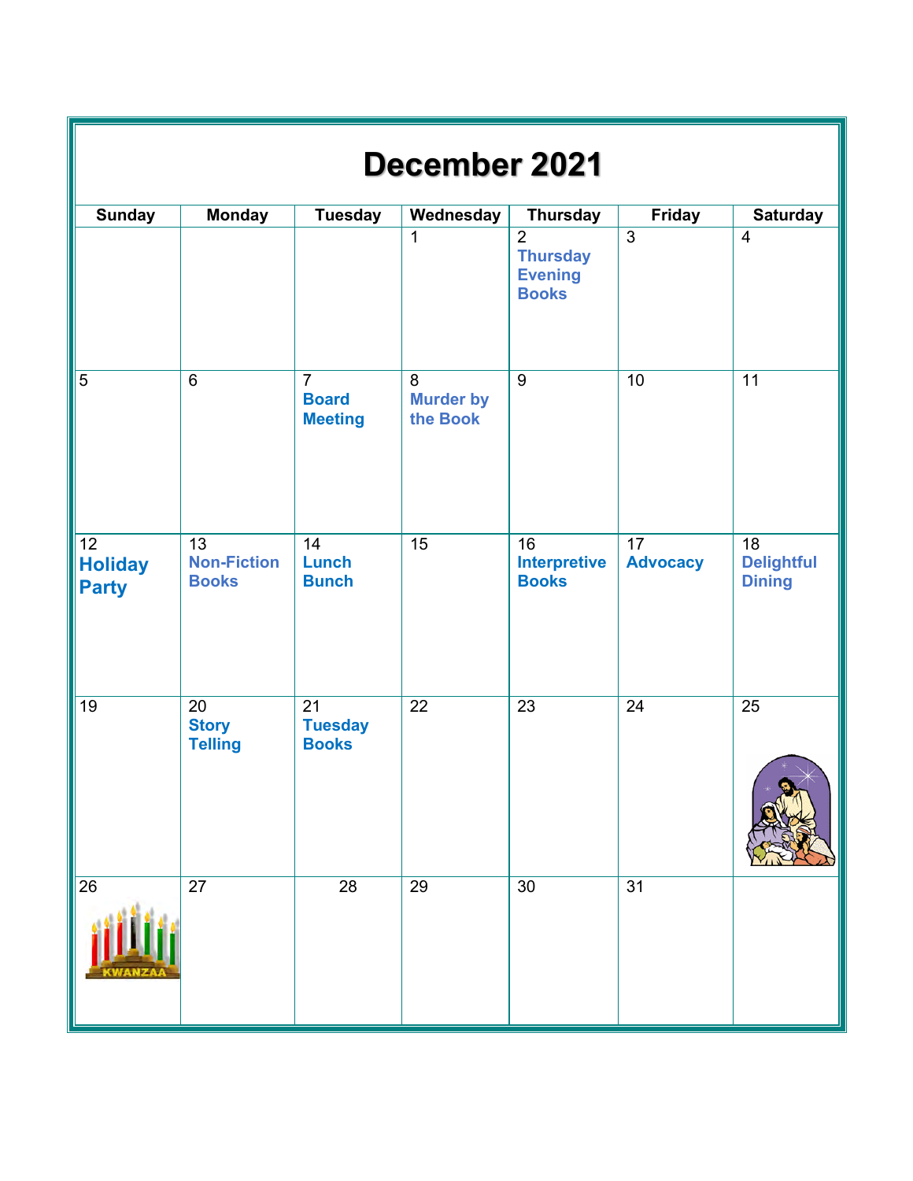# December 2021

| Sunday | Monday | Tuesday | Wednesday | Thursday | Friday | Saturday |
|---|---|---|---|---|---|---|
| | | | 1 | 2 Thursday Evening Books | 3 | 4 |
| 5 | 6 | 7 Board Meeting | 8 Murder by the Book | 9 | 10 | 11 |
| 12 Holiday Party | 13 Non-Fiction Books | 14 Lunch Bunch | 15 | 16 Interpretive Books | 17 Advocacy | 18 Delightful Dining |
| 19 | 20 Story Telling | 21 Tuesday Books | 22 | 23 | 24 | 25 |
| 26 KWANZAA | 27 | 28 | 29 | 30 | 31 | |